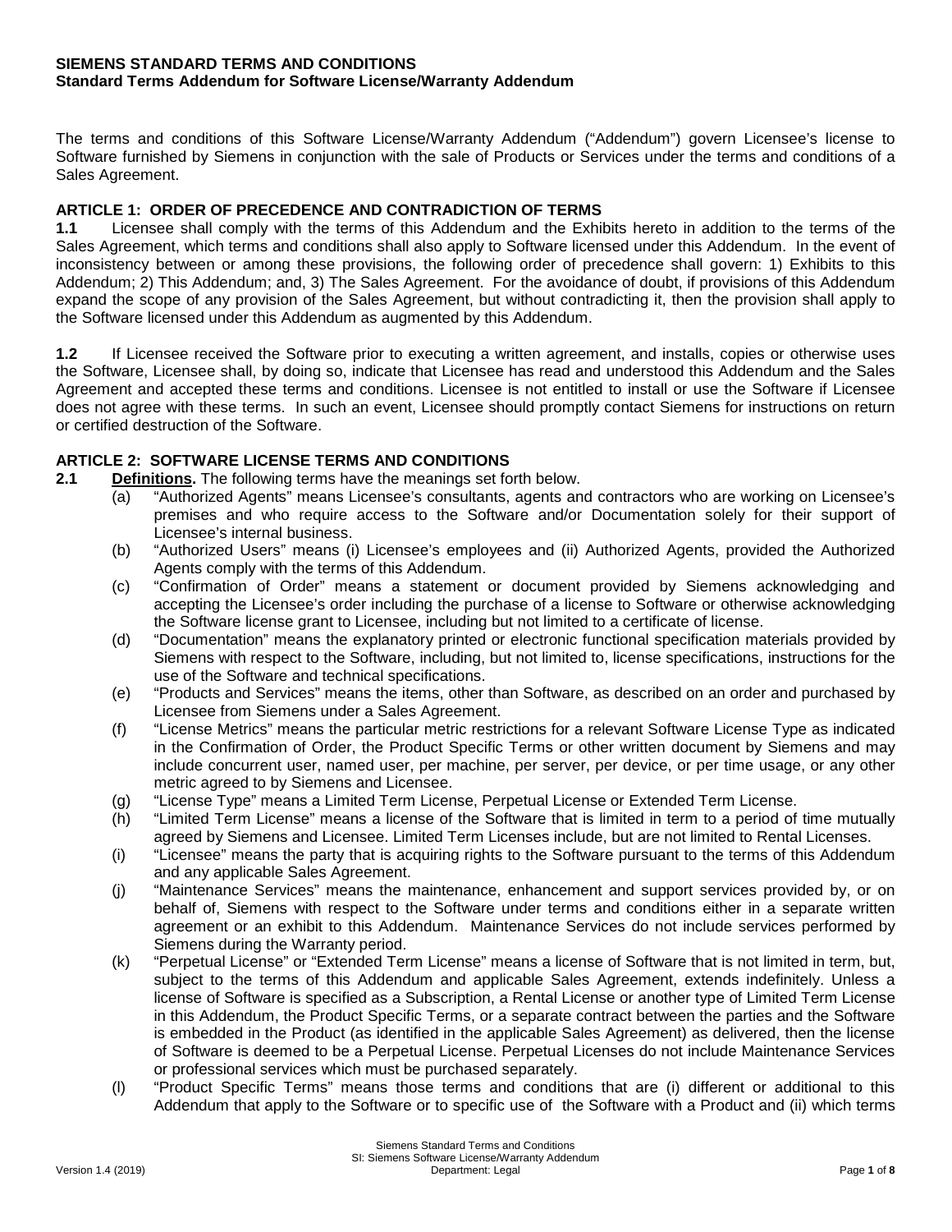**SIEMENS STANDARD TERMS AND CONDITIONS**
**Standard Terms Addendum for Software License/Warranty Addendum**

The terms and conditions of this Software License/Warranty Addendum ("Addendum") govern Licensee's license to Software furnished by Siemens in conjunction with the sale of Products or Services under the terms and conditions of a Sales Agreement.

## ARTICLE 1: ORDER OF PRECEDENCE AND CONTRADICTION OF TERMS

**1.1** Licensee shall comply with the terms of this Addendum and the Exhibits hereto in addition to the terms of the Sales Agreement, which terms and conditions shall also apply to Software licensed under this Addendum. In the event of inconsistency between or among these provisions, the following order of precedence shall govern: 1) Exhibits to this Addendum; 2) This Addendum; and, 3) The Sales Agreement. For the avoidance of doubt, if provisions of this Addendum expand the scope of any provision of the Sales Agreement, but without contradicting it, then the provision shall apply to the Software licensed under this Addendum as augmented by this Addendum.

**1.2** If Licensee received the Software prior to executing a written agreement, and installs, copies or otherwise uses the Software, Licensee shall, by doing so, indicate that Licensee has read and understood this Addendum and the Sales Agreement and accepted these terms and conditions. Licensee is not entitled to install or use the Software if Licensee does not agree with these terms. In such an event, Licensee should promptly contact Siemens for instructions on return or certified destruction of the Software.

## ARTICLE 2: SOFTWARE LICENSE TERMS AND CONDITIONS

**2.1** **Definitions.** The following terms have the meanings set forth below.

(a) "Authorized Agents" means Licensee's consultants, agents and contractors who are working on Licensee's premises and who require access to the Software and/or Documentation solely for their support of Licensee's internal business.

(b) "Authorized Users" means (i) Licensee's employees and (ii) Authorized Agents, provided the Authorized Agents comply with the terms of this Addendum.

(c) "Confirmation of Order" means a statement or document provided by Siemens acknowledging and accepting the Licensee's order including the purchase of a license to Software or otherwise acknowledging the Software license grant to Licensee, including but not limited to a certificate of license.

(d) "Documentation" means the explanatory printed or electronic functional specification materials provided by Siemens with respect to the Software, including, but not limited to, license specifications, instructions for the use of the Software and technical specifications.

(e) "Products and Services" means the items, other than Software, as described on an order and purchased by Licensee from Siemens under a Sales Agreement.

(f) "License Metrics" means the particular metric restrictions for a relevant Software License Type as indicated in the Confirmation of Order, the Product Specific Terms or other written document by Siemens and may include concurrent user, named user, per machine, per server, per device, or per time usage, or any other metric agreed to by Siemens and Licensee.

(g) "License Type" means a Limited Term License, Perpetual License or Extended Term License.

(h) "Limited Term License" means a license of the Software that is limited in term to a period of time mutually agreed by Siemens and Licensee. Limited Term Licenses include, but are not limited to Rental Licenses.

(i) "Licensee" means the party that is acquiring rights to the Software pursuant to the terms of this Addendum and any applicable Sales Agreement.

(j) "Maintenance Services" means the maintenance, enhancement and support services provided by, or on behalf of, Siemens with respect to the Software under terms and conditions either in a separate written agreement or an exhibit to this Addendum. Maintenance Services do not include services performed by Siemens during the Warranty period.

(k) "Perpetual License" or "Extended Term License" means a license of Software that is not limited in term, but, subject to the terms of this Addendum and applicable Sales Agreement, extends indefinitely. Unless a license of Software is specified as a Subscription, a Rental License or another type of Limited Term License in this Addendum, the Product Specific Terms, or a separate contract between the parties and the Software is embedded in the Product (as identified in the applicable Sales Agreement) as delivered, then the license of Software is deemed to be a Perpetual License. Perpetual Licenses do not include Maintenance Services or professional services which must be purchased separately.

(l) "Product Specific Terms" means those terms and conditions that are (i) different or additional to this Addendum that apply to the Software or to specific use of the Software with a Product and (ii) which terms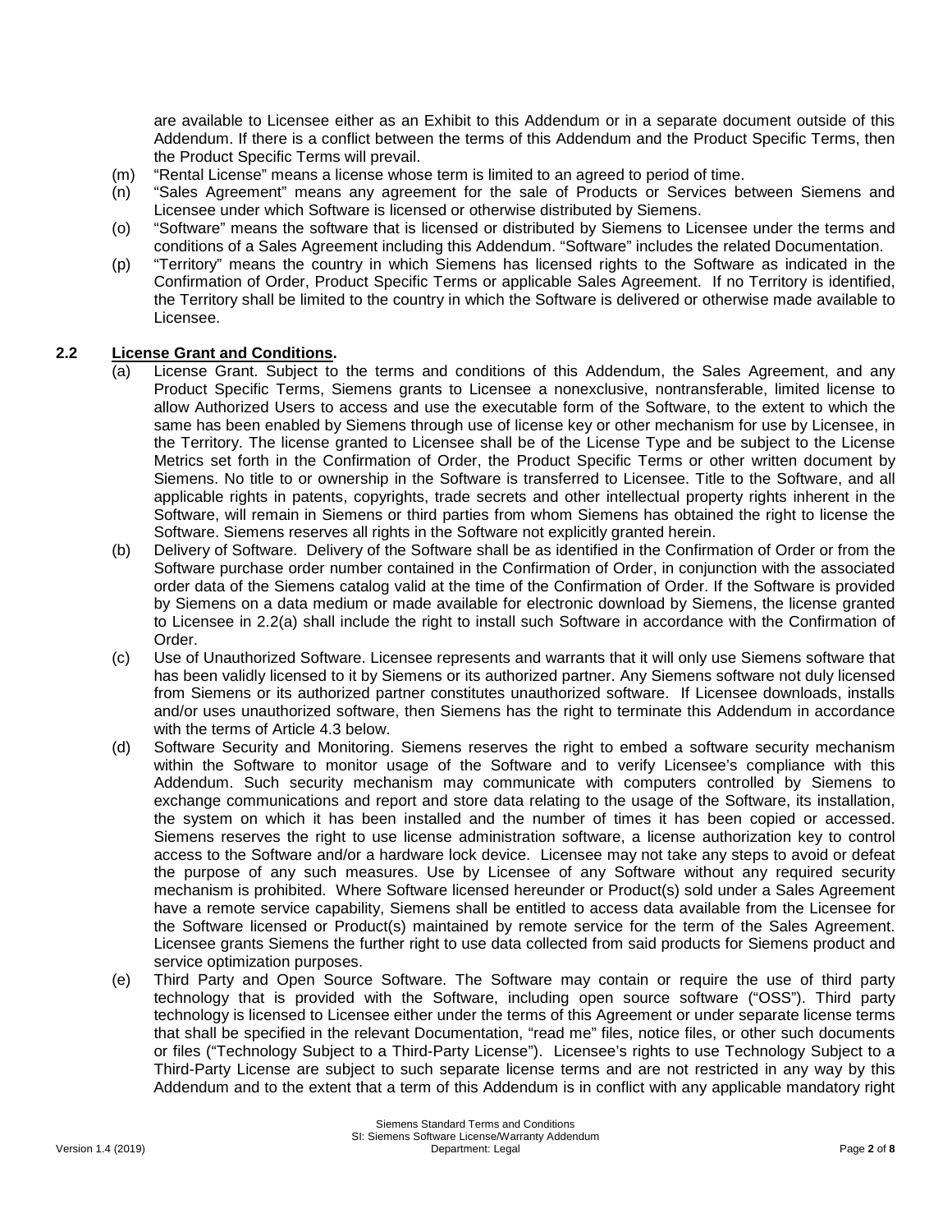are available to Licensee either as an Exhibit to this Addendum or in a separate document outside of this Addendum. If there is a conflict between the terms of this Addendum and the Product Specific Terms, then the Product Specific Terms will prevail.

(m) "Rental License" means a license whose term is limited to an agreed to period of time.

(n) "Sales Agreement" means any agreement for the sale of Products or Services between Siemens and Licensee under which Software is licensed or otherwise distributed by Siemens.

(o) "Software" means the software that is licensed or distributed by Siemens to Licensee under the terms and conditions of a Sales Agreement including this Addendum. "Software" includes the related Documentation.

(p) "Territory" means the country in which Siemens has licensed rights to the Software as indicated in the Confirmation of Order, Product Specific Terms or applicable Sales Agreement. If no Territory is identified, the Territory shall be limited to the country in which the Software is delivered or otherwise made available to Licensee.

### 2.2 License Grant and Conditions.

(a) License Grant. Subject to the terms and conditions of this Addendum, the Sales Agreement, and any Product Specific Terms, Siemens grants to Licensee a nonexclusive, nontransferable, limited license to allow Authorized Users to access and use the executable form of the Software, to the extent to which the same has been enabled by Siemens through use of license key or other mechanism for use by Licensee, in the Territory. The license granted to Licensee shall be of the License Type and be subject to the License Metrics set forth in the Confirmation of Order, the Product Specific Terms or other written document by Siemens. No title to or ownership in the Software is transferred to Licensee. Title to the Software, and all applicable rights in patents, copyrights, trade secrets and other intellectual property rights inherent in the Software, will remain in Siemens or third parties from whom Siemens has obtained the right to license the Software. Siemens reserves all rights in the Software not explicitly granted herein.

(b) Delivery of Software. Delivery of the Software shall be as identified in the Confirmation of Order or from the Software purchase order number contained in the Confirmation of Order, in conjunction with the associated order data of the Siemens catalog valid at the time of the Confirmation of Order. If the Software is provided by Siemens on a data medium or made available for electronic download by Siemens, the license granted to Licensee in 2.2(a) shall include the right to install such Software in accordance with the Confirmation of Order.

(c) Use of Unauthorized Software. Licensee represents and warrants that it will only use Siemens software that has been validly licensed to it by Siemens or its authorized partner. Any Siemens software not duly licensed from Siemens or its authorized partner constitutes unauthorized software. If Licensee downloads, installs and/or uses unauthorized software, then Siemens has the right to terminate this Addendum in accordance with the terms of Article 4.3 below.

(d) Software Security and Monitoring. Siemens reserves the right to embed a software security mechanism within the Software to monitor usage of the Software and to verify Licensee's compliance with this Addendum. Such security mechanism may communicate with computers controlled by Siemens to exchange communications and report and store data relating to the usage of the Software, its installation, the system on which it has been installed and the number of times it has been copied or accessed. Siemens reserves the right to use license administration software, a license authorization key to control access to the Software and/or a hardware lock device. Licensee may not take any steps to avoid or defeat the purpose of any such measures. Use by Licensee of any Software without any required security mechanism is prohibited. Where Software licensed hereunder or Product(s) sold under a Sales Agreement have a remote service capability, Siemens shall be entitled to access data available from the Licensee for the Software licensed or Product(s) maintained by remote service for the term of the Sales Agreement. Licensee grants Siemens the further right to use data collected from said products for Siemens product and service optimization purposes.

(e) Third Party and Open Source Software. The Software may contain or require the use of third party technology that is provided with the Software, including open source software ("OSS"). Third party technology is licensed to Licensee either under the terms of this Agreement or under separate license terms that shall be specified in the relevant Documentation, "read me" files, notice files, or other such documents or files ("Technology Subject to a Third-Party License"). Licensee's rights to use Technology Subject to a Third-Party License are subject to such separate license terms and are not restricted in any way by this Addendum and to the extent that a term of this Addendum is in conflict with any applicable mandatory right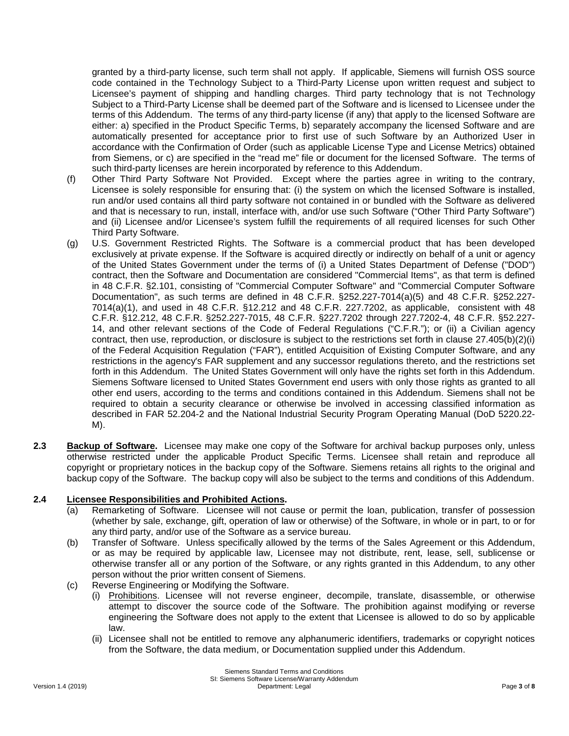granted by a third-party license, such term shall not apply. If applicable, Siemens will furnish OSS source code contained in the Technology Subject to a Third-Party License upon written request and subject to Licensee's payment of shipping and handling charges. Third party technology that is not Technology Subject to a Third-Party License shall be deemed part of the Software and is licensed to Licensee under the terms of this Addendum. The terms of any third-party license (if any) that apply to the licensed Software are either: a) specified in the Product Specific Terms, b) separately accompany the licensed Software and are automatically presented for acceptance prior to first use of such Software by an Authorized User in accordance with the Confirmation of Order (such as applicable License Type and License Metrics) obtained from Siemens, or c) are specified in the "read me" file or document for the licensed Software. The terms of such third-party licenses are herein incorporated by reference to this Addendum.

(f) Other Third Party Software Not Provided. Except where the parties agree in writing to the contrary, Licensee is solely responsible for ensuring that: (i) the system on which the licensed Software is installed, run and/or used contains all third party software not contained in or bundled with the Software as delivered and that is necessary to run, install, interface with, and/or use such Software ("Other Third Party Software") and (ii) Licensee and/or Licensee's system fulfill the requirements of all required licenses for such Other Third Party Software.

(g) U.S. Government Restricted Rights. The Software is a commercial product that has been developed exclusively at private expense. If the Software is acquired directly or indirectly on behalf of a unit or agency of the United States Government under the terms of (i) a United States Department of Defense ("DOD") contract, then the Software and Documentation are considered "Commercial Items", as that term is defined in 48 C.F.R. §2.101, consisting of "Commercial Computer Software" and "Commercial Computer Software Documentation", as such terms are defined in 48 C.F.R. §252.227-7014(a)(5) and 48 C.F.R. §252.227-7014(a)(1), and used in 48 C.F.R. §12.212 and 48 C.F.R. 227.7202, as applicable, consistent with 48 C.F.R. §12.212, 48 C.F.R. §252.227-7015, 48 C.F.R. §227.7202 through 227.7202-4, 48 C.F.R. §52.227-14, and other relevant sections of the Code of Federal Regulations ("C.F.R."); or (ii) a Civilian agency contract, then use, reproduction, or disclosure is subject to the restrictions set forth in clause 27.405(b)(2)(i) of the Federal Acquisition Regulation ("FAR"), entitled Acquisition of Existing Computer Software, and any restrictions in the agency's FAR supplement and any successor regulations thereto, and the restrictions set forth in this Addendum. The United States Government will only have the rights set forth in this Addendum. Siemens Software licensed to United States Government end users with only those rights as granted to all other end users, according to the terms and conditions contained in this Addendum. Siemens shall not be required to obtain a security clearance or otherwise be involved in accessing classified information as described in FAR 52.204-2 and the National Industrial Security Program Operating Manual (DoD 5220.22-M).

**2.3** **Backup of Software.** Licensee may make one copy of the Software for archival backup purposes only, unless otherwise restricted under the applicable Product Specific Terms. Licensee shall retain and reproduce all copyright or proprietary notices in the backup copy of the Software. Siemens retains all rights to the original and backup copy of the Software. The backup copy will also be subject to the terms and conditions of this Addendum.

**2.4** **Licensee Responsibilities and Prohibited Actions.**

(a) Remarketing of Software. Licensee will not cause or permit the loan, publication, transfer of possession (whether by sale, exchange, gift, operation of law or otherwise) of the Software, in whole or in part, to or for any third party, and/or use of the Software as a service bureau.

(b) Transfer of Software. Unless specifically allowed by the terms of the Sales Agreement or this Addendum, or as may be required by applicable law, Licensee may not distribute, rent, lease, sell, sublicense or otherwise transfer all or any portion of the Software, or any rights granted in this Addendum, to any other person without the prior written consent of Siemens.

(c) Reverse Engineering or Modifying the Software.

(i) Prohibitions. Licensee will not reverse engineer, decompile, translate, disassemble, or otherwise attempt to discover the source code of the Software. The prohibition against modifying or reverse engineering the Software does not apply to the extent that Licensee is allowed to do so by applicable law.

(ii) Licensee shall not be entitled to remove any alphanumeric identifiers, trademarks or copyright notices from the Software, the data medium, or Documentation supplied under this Addendum.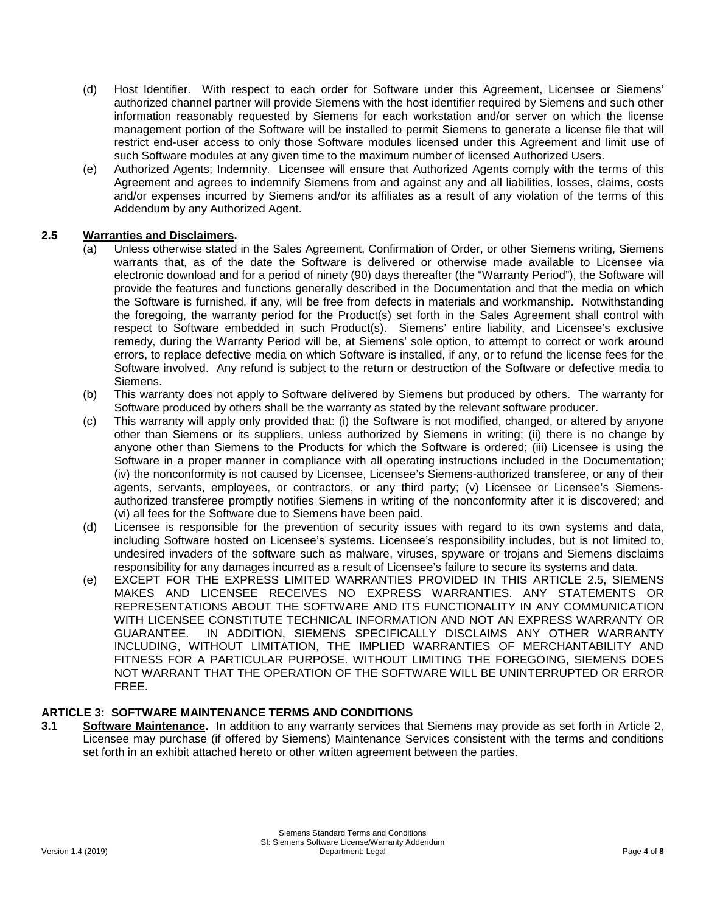(d) Host Identifier. With respect to each order for Software under this Agreement, Licensee or Siemens' authorized channel partner will provide Siemens with the host identifier required by Siemens and such other information reasonably requested by Siemens for each workstation and/or server on which the license management portion of the Software will be installed to permit Siemens to generate a license file that will restrict end-user access to only those Software modules licensed under this Agreement and limit use of such Software modules at any given time to the maximum number of licensed Authorized Users.

(e) Authorized Agents; Indemnity. Licensee will ensure that Authorized Agents comply with the terms of this Agreement and agrees to indemnify Siemens from and against any and all liabilities, losses, claims, costs and/or expenses incurred by Siemens and/or its affiliates as a result of any violation of the terms of this Addendum by any Authorized Agent.

**2.5 Warranties and Disclaimers.**

(a) Unless otherwise stated in the Sales Agreement, Confirmation of Order, or other Siemens writing, Siemens warrants that, as of the date the Software is delivered or otherwise made available to Licensee via electronic download and for a period of ninety (90) days thereafter (the "Warranty Period"), the Software will provide the features and functions generally described in the Documentation and that the media on which the Software is furnished, if any, will be free from defects in materials and workmanship. Notwithstanding the foregoing, the warranty period for the Product(s) set forth in the Sales Agreement shall control with respect to Software embedded in such Product(s). Siemens' entire liability, and Licensee's exclusive remedy, during the Warranty Period will be, at Siemens' sole option, to attempt to correct or work around errors, to replace defective media on which Software is installed, if any, or to refund the license fees for the Software involved. Any refund is subject to the return or destruction of the Software or defective media to Siemens.

(b) This warranty does not apply to Software delivered by Siemens but produced by others. The warranty for Software produced by others shall be the warranty as stated by the relevant software producer.

(c) This warranty will apply only provided that: (i) the Software is not modified, changed, or altered by anyone other than Siemens or its suppliers, unless authorized by Siemens in writing; (ii) there is no change by anyone other than Siemens to the Products for which the Software is ordered; (iii) Licensee is using the Software in a proper manner in compliance with all operating instructions included in the Documentation; (iv) the nonconformity is not caused by Licensee, Licensee's Siemens-authorized transferee, or any of their agents, servants, employees, or contractors, or any third party; (v) Licensee or Licensee's Siemens-authorized transferee promptly notifies Siemens in writing of the nonconformity after it is discovered; and (vi) all fees for the Software due to Siemens have been paid.

(d) Licensee is responsible for the prevention of security issues with regard to its own systems and data, including Software hosted on Licensee's systems. Licensee's responsibility includes, but is not limited to, undesired invaders of the software such as malware, viruses, spyware or trojans and Siemens disclaims responsibility for any damages incurred as a result of Licensee's failure to secure its systems and data.

(e) EXCEPT FOR THE EXPRESS LIMITED WARRANTIES PROVIDED IN THIS ARTICLE 2.5, SIEMENS MAKES AND LICENSEE RECEIVES NO EXPRESS WARRANTIES. ANY STATEMENTS OR REPRESENTATIONS ABOUT THE SOFTWARE AND ITS FUNCTIONALITY IN ANY COMMUNICATION WITH LICENSEE CONSTITUTE TECHNICAL INFORMATION AND NOT AN EXPRESS WARRANTY OR GUARANTEE. IN ADDITION, SIEMENS SPECIFICALLY DISCLAIMS ANY OTHER WARRANTY INCLUDING, WITHOUT LIMITATION, THE IMPLIED WARRANTIES OF MERCHANTABILITY AND FITNESS FOR A PARTICULAR PURPOSE. WITHOUT LIMITING THE FOREGOING, SIEMENS DOES NOT WARRANT THAT THE OPERATION OF THE SOFTWARE WILL BE UNINTERRUPTED OR ERROR FREE.

## ARTICLE 3: SOFTWARE MAINTENANCE TERMS AND CONDITIONS

**3.1 Software Maintenance.** In addition to any warranty services that Siemens may provide as set forth in Article 2, Licensee may purchase (if offered by Siemens) Maintenance Services consistent with the terms and conditions set forth in an exhibit attached hereto or other written agreement between the parties.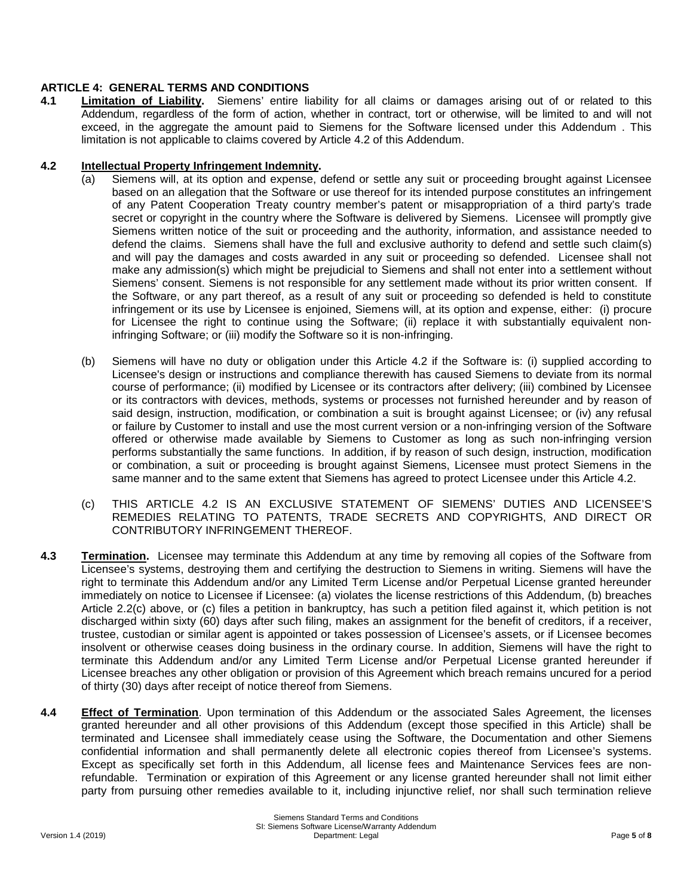## ARTICLE 4: GENERAL TERMS AND CONDITIONS

**4.1** **Limitation of Liability.** Siemens' entire liability for all claims or damages arising out of or related to this Addendum, regardless of the form of action, whether in contract, tort or otherwise, will be limited to and will not exceed, in the aggregate the amount paid to Siemens for the Software licensed under this Addendum . This limitation is not applicable to claims covered by Article 4.2 of this Addendum.

**4.2** **Intellectual Property Infringement Indemnity.**

(a) Siemens will, at its option and expense, defend or settle any suit or proceeding brought against Licensee based on an allegation that the Software or use thereof for its intended purpose constitutes an infringement of any Patent Cooperation Treaty country member's patent or misappropriation of a third party's trade secret or copyright in the country where the Software is delivered by Siemens. Licensee will promptly give Siemens written notice of the suit or proceeding and the authority, information, and assistance needed to defend the claims. Siemens shall have the full and exclusive authority to defend and settle such claim(s) and will pay the damages and costs awarded in any suit or proceeding so defended. Licensee shall not make any admission(s) which might be prejudicial to Siemens and shall not enter into a settlement without Siemens' consent. Siemens is not responsible for any settlement made without its prior written consent. If the Software, or any part thereof, as a result of any suit or proceeding so defended is held to constitute infringement or its use by Licensee is enjoined, Siemens will, at its option and expense, either: (i) procure for Licensee the right to continue using the Software; (ii) replace it with substantially equivalent non-infringing Software; or (iii) modify the Software so it is non-infringing.

(b) Siemens will have no duty or obligation under this Article 4.2 if the Software is: (i) supplied according to Licensee's design or instructions and compliance therewith has caused Siemens to deviate from its normal course of performance; (ii) modified by Licensee or its contractors after delivery; (iii) combined by Licensee or its contractors with devices, methods, systems or processes not furnished hereunder and by reason of said design, instruction, modification, or combination a suit is brought against Licensee; or (iv) any refusal or failure by Customer to install and use the most current version or a non-infringing version of the Software offered or otherwise made available by Siemens to Customer as long as such non-infringing version performs substantially the same functions. In addition, if by reason of such design, instruction, modification or combination, a suit or proceeding is brought against Siemens, Licensee must protect Siemens in the same manner and to the same extent that Siemens has agreed to protect Licensee under this Article 4.2.

(c) THIS ARTICLE 4.2 IS AN EXCLUSIVE STATEMENT OF SIEMENS' DUTIES AND LICENSEE'S REMEDIES RELATING TO PATENTS, TRADE SECRETS AND COPYRIGHTS, AND DIRECT OR CONTRIBUTORY INFRINGEMENT THEREOF.

**4.3** **Termination.** Licensee may terminate this Addendum at any time by removing all copies of the Software from Licensee's systems, destroying them and certifying the destruction to Siemens in writing. Siemens will have the right to terminate this Addendum and/or any Limited Term License and/or Perpetual License granted hereunder immediately on notice to Licensee if Licensee: (a) violates the license restrictions of this Addendum, (b) breaches Article 2.2(c) above, or (c) files a petition in bankruptcy, has such a petition filed against it, which petition is not discharged within sixty (60) days after such filing, makes an assignment for the benefit of creditors, if a receiver, trustee, custodian or similar agent is appointed or takes possession of Licensee's assets, or if Licensee becomes insolvent or otherwise ceases doing business in the ordinary course. In addition, Siemens will have the right to terminate this Addendum and/or any Limited Term License and/or Perpetual License granted hereunder if Licensee breaches any other obligation or provision of this Agreement which breach remains uncured for a period of thirty (30) days after receipt of notice thereof from Siemens.

**4.4** **Effect of Termination**. Upon termination of this Addendum or the associated Sales Agreement, the licenses granted hereunder and all other provisions of this Addendum (except those specified in this Article) shall be terminated and Licensee shall immediately cease using the Software, the Documentation and other Siemens confidential information and shall permanently delete all electronic copies thereof from Licensee's systems. Except as specifically set forth in this Addendum, all license fees and Maintenance Services fees are non-refundable. Termination or expiration of this Agreement or any license granted hereunder shall not limit either party from pursuing other remedies available to it, including injunctive relief, nor shall such termination relieve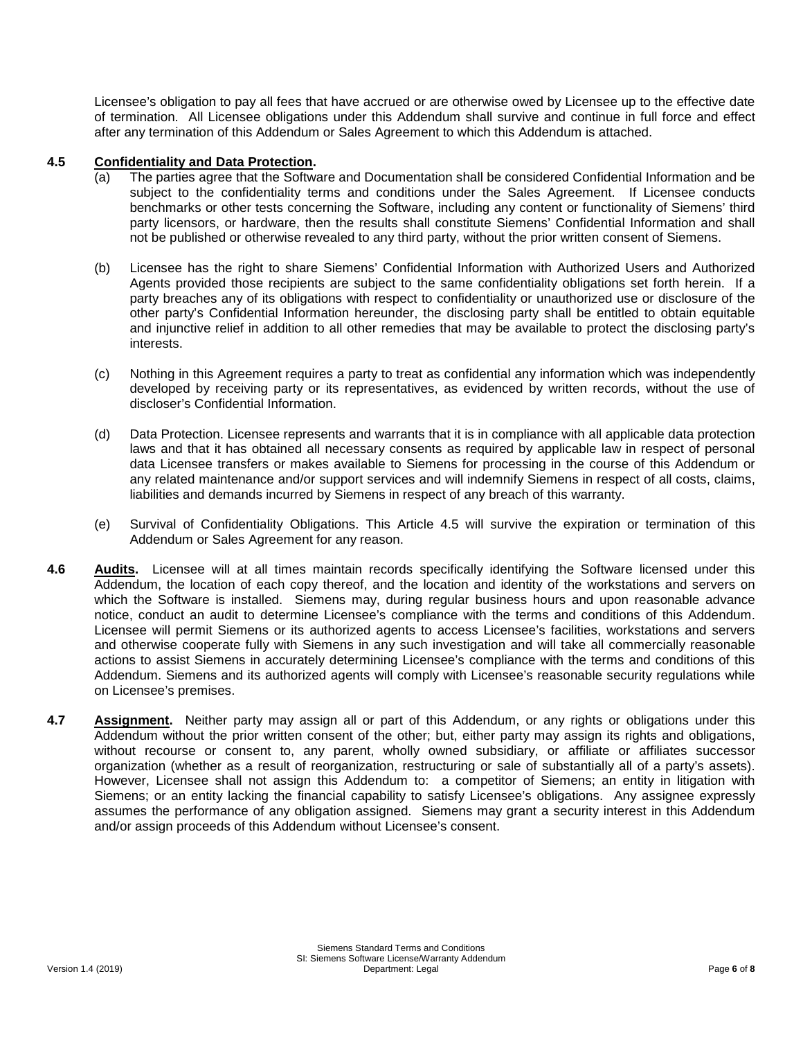Licensee's obligation to pay all fees that have accrued or are otherwise owed by Licensee up to the effective date of termination. All Licensee obligations under this Addendum shall survive and continue in full force and effect after any termination of this Addendum or Sales Agreement to which this Addendum is attached.

**4.5 Confidentiality and Data Protection.**

(a) The parties agree that the Software and Documentation shall be considered Confidential Information and be subject to the confidentiality terms and conditions under the Sales Agreement. If Licensee conducts benchmarks or other tests concerning the Software, including any content or functionality of Siemens' third party licensors, or hardware, then the results shall constitute Siemens' Confidential Information and shall not be published or otherwise revealed to any third party, without the prior written consent of Siemens.

(b) Licensee has the right to share Siemens' Confidential Information with Authorized Users and Authorized Agents provided those recipients are subject to the same confidentiality obligations set forth herein. If a party breaches any of its obligations with respect to confidentiality or unauthorized use or disclosure of the other party's Confidential Information hereunder, the disclosing party shall be entitled to obtain equitable and injunctive relief in addition to all other remedies that may be available to protect the disclosing party's interests.

(c) Nothing in this Agreement requires a party to treat as confidential any information which was independently developed by receiving party or its representatives, as evidenced by written records, without the use of discloser's Confidential Information.

(d) Data Protection. Licensee represents and warrants that it is in compliance with all applicable data protection laws and that it has obtained all necessary consents as required by applicable law in respect of personal data Licensee transfers or makes available to Siemens for processing in the course of this Addendum or any related maintenance and/or support services and will indemnify Siemens in respect of all costs, claims, liabilities and demands incurred by Siemens in respect of any breach of this warranty.

(e) Survival of Confidentiality Obligations. This Article 4.5 will survive the expiration or termination of this Addendum or Sales Agreement for any reason.

**4.6 Audits.** Licensee will at all times maintain records specifically identifying the Software licensed under this Addendum, the location of each copy thereof, and the location and identity of the workstations and servers on which the Software is installed. Siemens may, during regular business hours and upon reasonable advance notice, conduct an audit to determine Licensee's compliance with the terms and conditions of this Addendum. Licensee will permit Siemens or its authorized agents to access Licensee's facilities, workstations and servers and otherwise cooperate fully with Siemens in any such investigation and will take all commercially reasonable actions to assist Siemens in accurately determining Licensee's compliance with the terms and conditions of this Addendum. Siemens and its authorized agents will comply with Licensee's reasonable security regulations while on Licensee's premises.

**4.7 Assignment.** Neither party may assign all or part of this Addendum, or any rights or obligations under this Addendum without the prior written consent of the other; but, either party may assign its rights and obligations, without recourse or consent to, any parent, wholly owned subsidiary, or affiliate or affiliates successor organization (whether as a result of reorganization, restructuring or sale of substantially all of a party's assets). However, Licensee shall not assign this Addendum to: a competitor of Siemens; an entity in litigation with Siemens; or an entity lacking the financial capability to satisfy Licensee's obligations. Any assignee expressly assumes the performance of any obligation assigned. Siemens may grant a security interest in this Addendum and/or assign proceeds of this Addendum without Licensee's consent.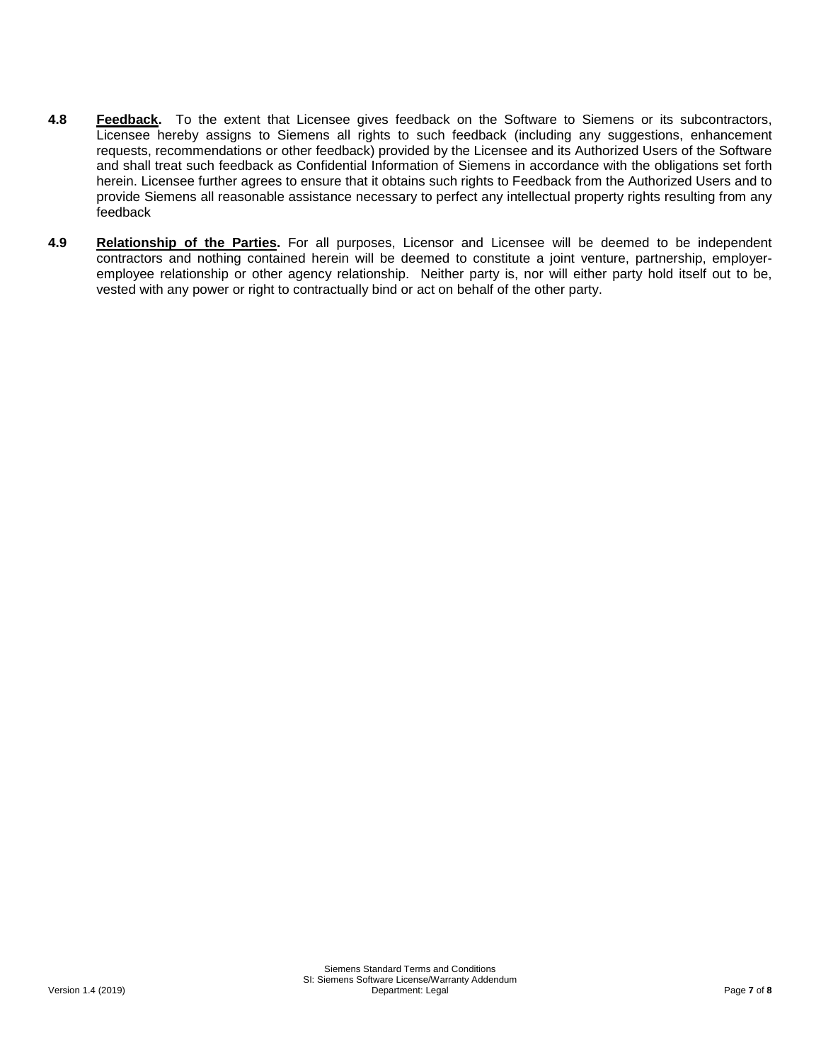**4.8** **Feedback.** To the extent that Licensee gives feedback on the Software to Siemens or its subcontractors, Licensee hereby assigns to Siemens all rights to such feedback (including any suggestions, enhancement requests, recommendations or other feedback) provided by the Licensee and its Authorized Users of the Software and shall treat such feedback as Confidential Information of Siemens in accordance with the obligations set forth herein. Licensee further agrees to ensure that it obtains such rights to Feedback from the Authorized Users and to provide Siemens all reasonable assistance necessary to perfect any intellectual property rights resulting from any feedback

**4.9** **Relationship of the Parties.** For all purposes, Licensor and Licensee will be deemed to be independent contractors and nothing contained herein will be deemed to constitute a joint venture, partnership, employer-employee relationship or other agency relationship. Neither party is, nor will either party hold itself out to be, vested with any power or right to contractually bind or act on behalf of the other party.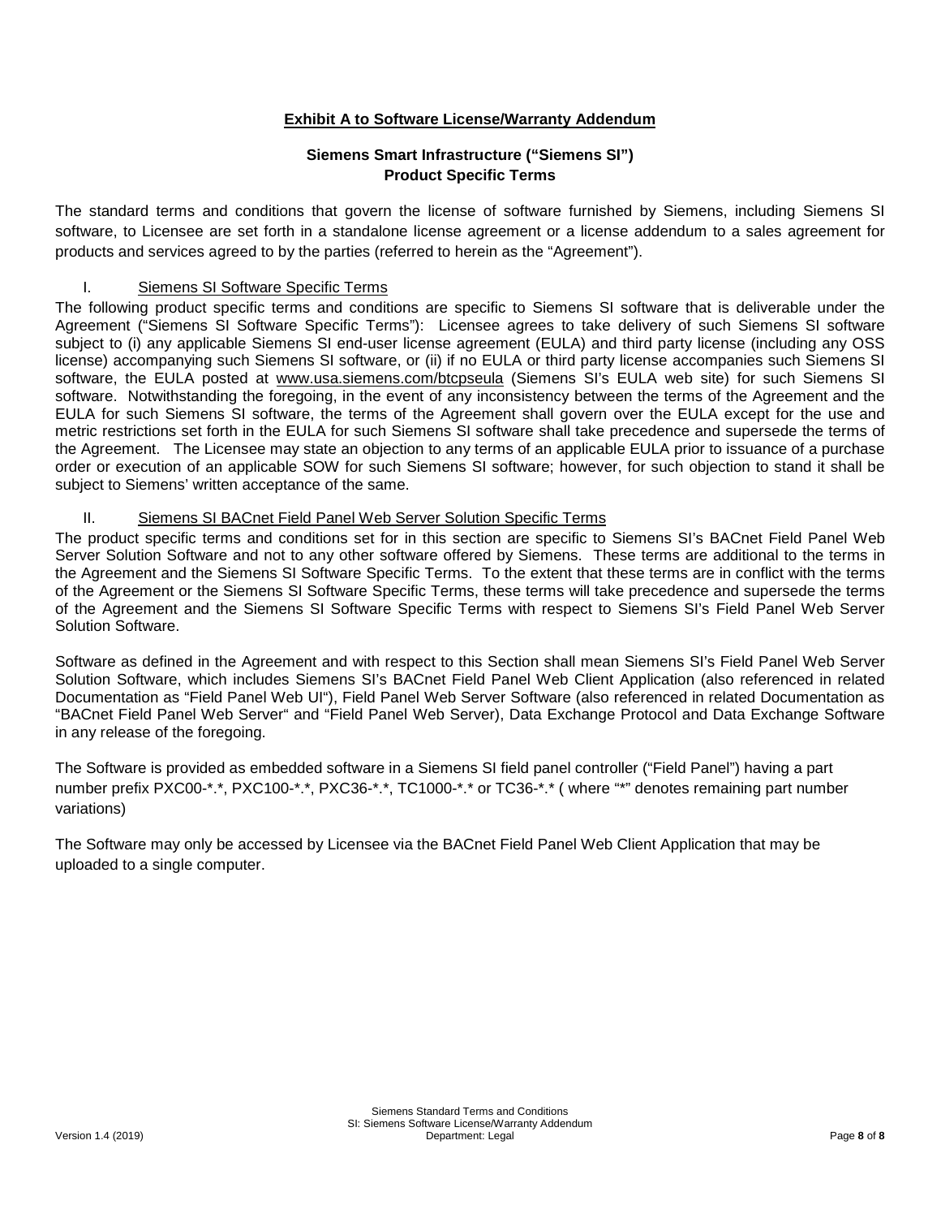**Exhibit A to Software License/Warranty Addendum**

**Siemens Smart Infrastructure ("Siemens SI")**
**Product Specific Terms**

The standard terms and conditions that govern the license of software furnished by Siemens, including Siemens SI software, to Licensee are set forth in a standalone license agreement or a license addendum to a sales agreement for products and services agreed to by the parties (referred to herein as the "Agreement").

I. Siemens SI Software Specific Terms

The following product specific terms and conditions are specific to Siemens SI software that is deliverable under the Agreement ("Siemens SI Software Specific Terms"): Licensee agrees to take delivery of such Siemens SI software subject to (i) any applicable Siemens SI end-user license agreement (EULA) and third party license (including any OSS license) accompanying such Siemens SI software, or (ii) if no EULA or third party license accompanies such Siemens SI software, the EULA posted at www.usa.siemens.com/btcpseula (Siemens SI's EULA web site) for such Siemens SI software. Notwithstanding the foregoing, in the event of any inconsistency between the terms of the Agreement and the EULA for such Siemens SI software, the terms of the Agreement shall govern over the EULA except for the use and metric restrictions set forth in the EULA for such Siemens SI software shall take precedence and supersede the terms of the Agreement. The Licensee may state an objection to any terms of an applicable EULA prior to issuance of a purchase order or execution of an applicable SOW for such Siemens SI software; however, for such objection to stand it shall be subject to Siemens' written acceptance of the same.

II. Siemens SI BACnet Field Panel Web Server Solution Specific Terms

The product specific terms and conditions set for in this section are specific to Siemens SI's BACnet Field Panel Web Server Solution Software and not to any other software offered by Siemens. These terms are additional to the terms in the Agreement and the Siemens SI Software Specific Terms. To the extent that these terms are in conflict with the terms of the Agreement or the Siemens SI Software Specific Terms, these terms will take precedence and supersede the terms of the Agreement and the Siemens SI Software Specific Terms with respect to Siemens SI's Field Panel Web Server Solution Software.

Software as defined in the Agreement and with respect to this Section shall mean Siemens SI's Field Panel Web Server Solution Software, which includes Siemens SI's BACnet Field Panel Web Client Application (also referenced in related Documentation as "Field Panel Web UI"), Field Panel Web Server Software (also referenced in related Documentation as "BACnet Field Panel Web Server" and "Field Panel Web Server), Data Exchange Protocol and Data Exchange Software in any release of the foregoing.

The Software is provided as embedded software in a Siemens SI field panel controller ("Field Panel") having a part number prefix PXC00-*.*, PXC100-*.*, PXC36-*.*, TC1000-*.* or TC36-*.* ( where "*" denotes remaining part number variations)

The Software may only be accessed by Licensee via the BACnet Field Panel Web Client Application that may be uploaded to a single computer.